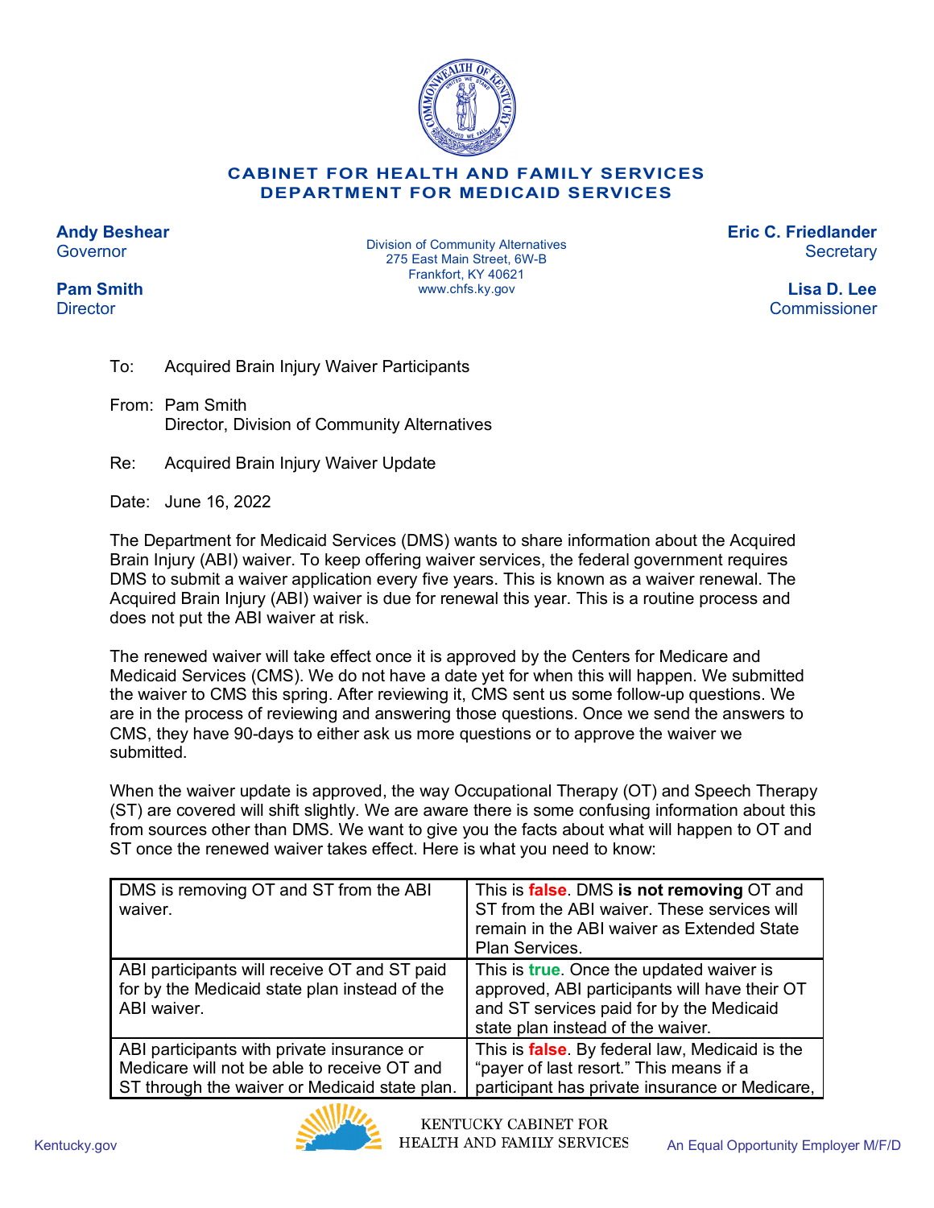**CABINET FOR HEALTH AND FAMILY SERVICES**
**DEPARTMENT FOR MEDICAID SERVICES**

**Andy Beshear**
Governor

**Pam Smith**
Director

Division of Community Alternatives
275 East Main Street, 6W-B
Frankfort, KY 40621
www.chfs.ky.gov

**Eric C. Friedlander**
Secretary

**Lisa D. Lee**
Commissioner

To: Acquired Brain Injury Waiver Participants

From: Pam Smith
Director, Division of Community Alternatives

Re: Acquired Brain Injury Waiver Update

Date: June 16, 2022

The Department for Medicaid Services (DMS) wants to share information about the Acquired Brain Injury (ABI) waiver. To keep offering waiver services, the federal government requires DMS to submit a waiver application every five years. This is known as a waiver renewal. The Acquired Brain Injury (ABI) waiver is due for renewal this year. This is a routine process and does not put the ABI waiver at risk.

The renewed waiver will take effect once it is approved by the Centers for Medicare and Medicaid Services (CMS). We do not have a date yet for when this will happen. We submitted the waiver to CMS this spring. After reviewing it, CMS sent us some follow-up questions. We are in the process of reviewing and answering those questions. Once we send the answers to CMS, they have 90-days to either ask us more questions or to approve the waiver we submitted.

When the waiver update is approved, the way Occupational Therapy (OT) and Speech Therapy (ST) are covered will shift slightly. We are aware there is some confusing information about this from sources other than DMS. We want to give you the facts about what will happen to OT and ST once the renewed waiver takes effect. Here is what you need to know:

| | |
|---|---|
| DMS is removing OT and ST from the ABI waiver. | This is **false**. DMS **is not removing** OT and ST from the ABI waiver. These services will remain in the ABI waiver as Extended State Plan Services. |
| ABI participants will receive OT and ST paid for by the Medicaid state plan instead of the ABI waiver. | This is **true**. Once the updated waiver is approved, ABI participants will have their OT and ST services paid for by the Medicaid state plan instead of the waiver. |
| ABI participants with private insurance or Medicare will not be able to receive OT and ST through the waiver or Medicaid state plan. | This is **false**. By federal law, Medicaid is the "payer of last resort." This means if a participant has private insurance or Medicare, |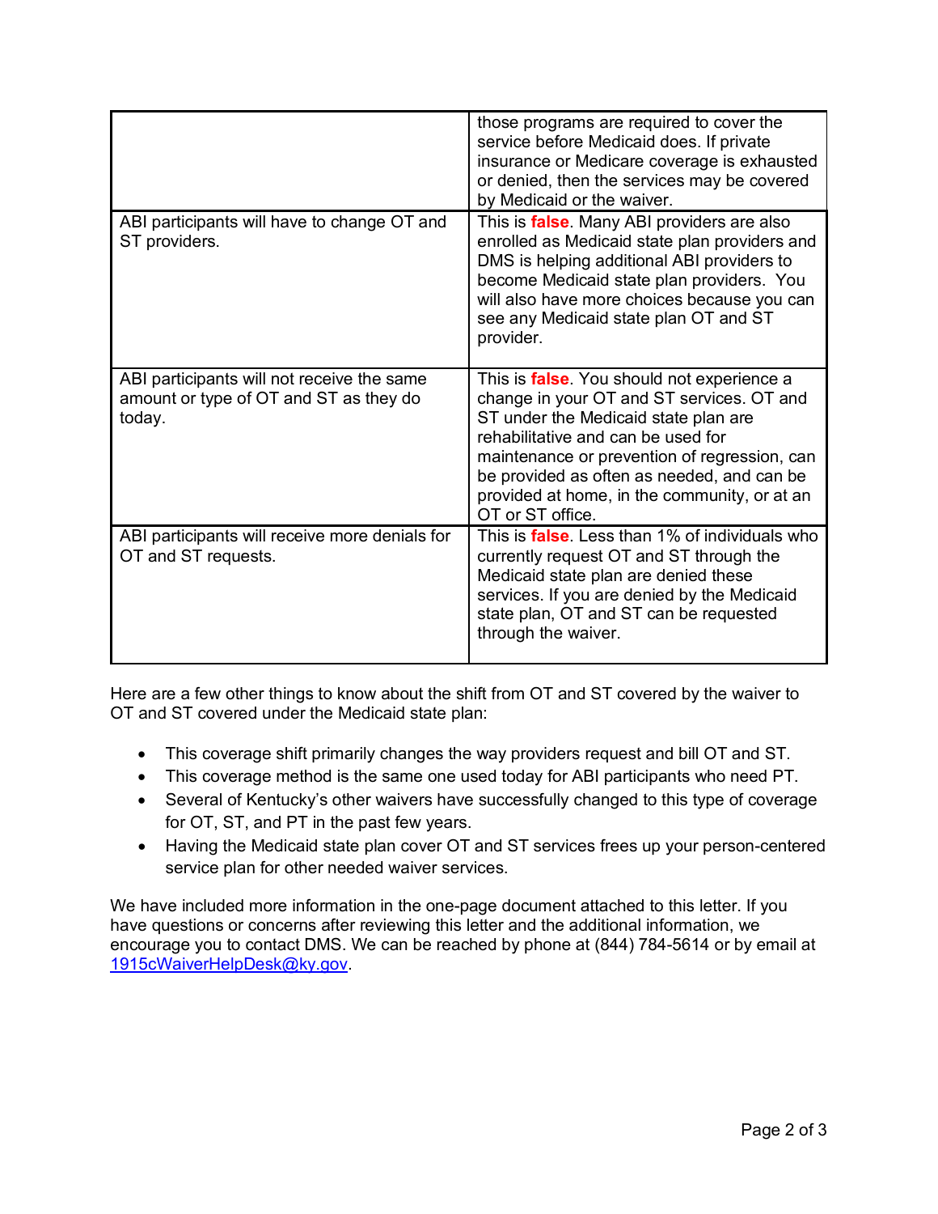| | |
|---|---|
| | those programs are required to cover the service before Medicaid does. If private insurance or Medicare coverage is exhausted or denied, then the services may be covered by Medicaid or the waiver. |
| ABI participants will have to change OT and ST providers. | This is **false**. Many ABI providers are also enrolled as Medicaid state plan providers and DMS is helping additional ABI providers to become Medicaid state plan providers. You will also have more choices because you can see any Medicaid state plan OT and ST provider. |
| ABI participants will not receive the same amount or type of OT and ST as they do today. | This is **false**. You should not experience a change in your OT and ST services. OT and ST under the Medicaid state plan are rehabilitative and can be used for maintenance or prevention of regression, can be provided as often as needed, and can be provided at home, in the community, or at an OT or ST office. |
| ABI participants will receive more denials for OT and ST requests. | This is **false**. Less than 1% of individuals who currently request OT and ST through the Medicaid state plan are denied these services. If you are denied by the Medicaid state plan, OT and ST can be requested through the waiver. |

Here are a few other things to know about the shift from OT and ST covered by the waiver to OT and ST covered under the Medicaid state plan:

- This coverage shift primarily changes the way providers request and bill OT and ST.
- This coverage method is the same one used today for ABI participants who need PT.
- Several of Kentucky's other waivers have successfully changed to this type of coverage for OT, ST, and PT in the past few years.
- Having the Medicaid state plan cover OT and ST services frees up your person-centered service plan for other needed waiver services.

We have included more information in the one-page document attached to this letter. If you have questions or concerns after reviewing this letter and the additional information, we encourage you to contact DMS. We can be reached by phone at (844) 784-5614 or by email at 1915cWaiverHelpDesk@ky.gov.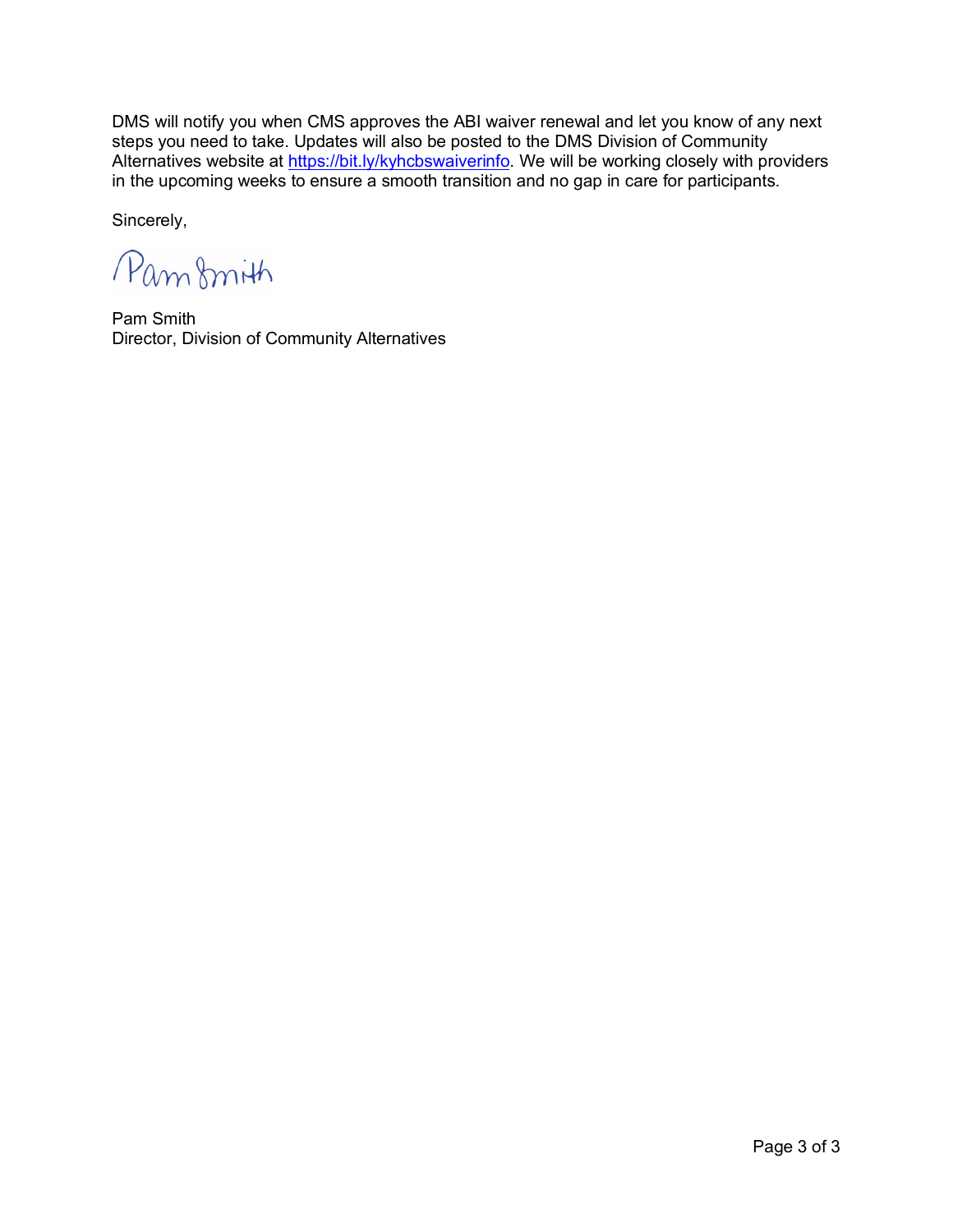DMS will notify you when CMS approves the ABI waiver renewal and let you know of any next steps you need to take. Updates will also be posted to the DMS Division of Community Alternatives website at [https://bit.ly/kyhcbswaiverinfo](https://bit.ly/kyhcbswaiverinfo). We will be working closely with providers in the upcoming weeks to ensure a smooth transition and no gap in care for participants.

Sincerely,

Pam Smith

Pam Smith
Director, Division of Community Alternatives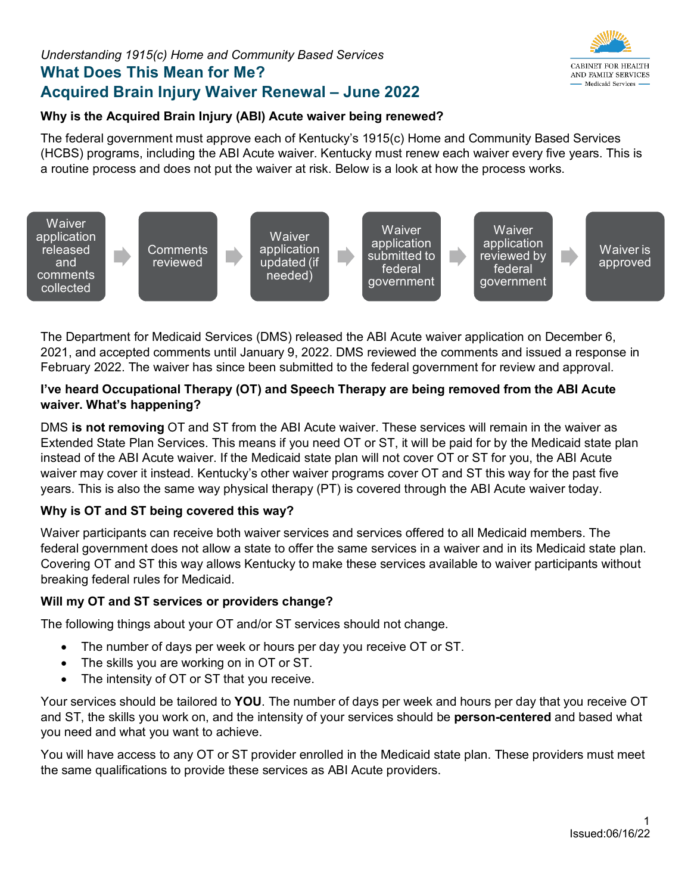*Understanding 1915(c) Home and Community Based Services*

# What Does This Mean for Me?
# Acquired Brain Injury Waiver Renewal – June 2022

CABINET FOR HEALTH AND FAMILY SERVICES
Medicaid Services

### Why is the Acquired Brain Injury (ABI) Acute waiver being renewed?

The federal government must approve each of Kentucky's 1915(c) Home and Community Based Services (HCBS) programs, including the ABI Acute waiver. Kentucky must renew each waiver every five years. This is a routine process and does not put the waiver at risk. Below is a look at how the process works.

Waiver application released and comments collected → Comments reviewed → Waiver application updated (if needed) → Waiver application submitted to federal government → Waiver application reviewed by federal government → Waiver is approved

The Department for Medicaid Services (DMS) released the ABI Acute waiver application on December 6, 2021, and accepted comments until January 9, 2022. DMS reviewed the comments and issued a response in February 2022. The waiver has since been submitted to the federal government for review and approval.

### I've heard Occupational Therapy (OT) and Speech Therapy are being removed from the ABI Acute waiver. What's happening?

DMS **is not removing** OT and ST from the ABI Acute waiver. These services will remain in the waiver as Extended State Plan Services. This means if you need OT or ST, it will be paid for by the Medicaid state plan instead of the ABI Acute waiver. If the Medicaid state plan will not cover OT or ST for you, the ABI Acute waiver may cover it instead. Kentucky's other waiver programs cover OT and ST this way for the past five years. This is also the same way physical therapy (PT) is covered through the ABI Acute waiver today.

### Why is OT and ST being covered this way?

Waiver participants can receive both waiver services and services offered to all Medicaid members. The federal government does not allow a state to offer the same services in a waiver and in its Medicaid state plan. Covering OT and ST this way allows Kentucky to make these services available to waiver participants without breaking federal rules for Medicaid.

### Will my OT and ST services or providers change?

The following things about your OT and/or ST services should not change.

- The number of days per week or hours per day you receive OT or ST.
- The skills you are working on in OT or ST.
- The intensity of OT or ST that you receive.

Your services should be tailored to **YOU**. The number of days per week and hours per day that you receive OT and ST, the skills you work on, and the intensity of your services should be **person-centered** and based what you need and what you want to achieve.

You will have access to any OT or ST provider enrolled in the Medicaid state plan. These providers must meet the same qualifications to provide these services as ABI Acute providers.

Issued:06/16/22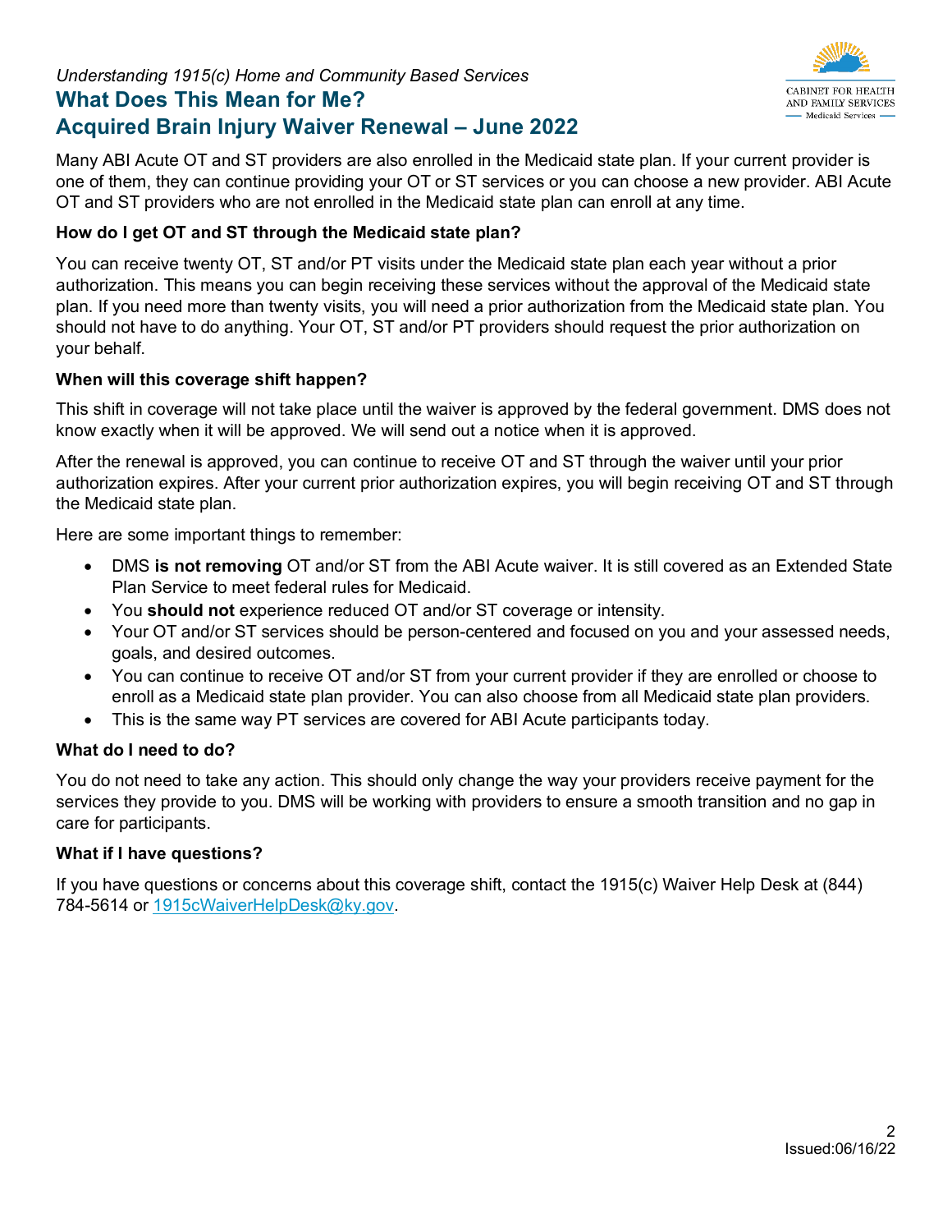*Understanding 1915(c) Home and Community Based Services*

# What Does This Mean for Me?
# Acquired Brain Injury Waiver Renewal – June 2022

Many ABI Acute OT and ST providers are also enrolled in the Medicaid state plan. If your current provider is one of them, they can continue providing your OT or ST services or you can choose a new provider. ABI Acute OT and ST providers who are not enrolled in the Medicaid state plan can enroll at any time.

**How do I get OT and ST through the Medicaid state plan?**

You can receive twenty OT, ST and/or PT visits under the Medicaid state plan each year without a prior authorization. This means you can begin receiving these services without the approval of the Medicaid state plan. If you need more than twenty visits, you will need a prior authorization from the Medicaid state plan. You should not have to do anything. Your OT, ST and/or PT providers should request the prior authorization on your behalf.

**When will this coverage shift happen?**

This shift in coverage will not take place until the waiver is approved by the federal government. DMS does not know exactly when it will be approved. We will send out a notice when it is approved.

After the renewal is approved, you can continue to receive OT and ST through the waiver until your prior authorization expires. After your current prior authorization expires, you will begin receiving OT and ST through the Medicaid state plan.

Here are some important things to remember:

- DMS **is not removing** OT and/or ST from the ABI Acute waiver. It is still covered as an Extended State Plan Service to meet federal rules for Medicaid.
- You **should not** experience reduced OT and/or ST coverage or intensity.
- Your OT and/or ST services should be person-centered and focused on you and your assessed needs, goals, and desired outcomes.
- You can continue to receive OT and/or ST from your current provider if they are enrolled or choose to enroll as a Medicaid state plan provider. You can also choose from all Medicaid state plan providers.
- This is the same way PT services are covered for ABI Acute participants today.

**What do I need to do?**

You do not need to take any action. This should only change the way your providers receive payment for the services they provide to you. DMS will be working with providers to ensure a smooth transition and no gap in care for participants.

**What if I have questions?**

If you have questions or concerns about this coverage shift, contact the 1915(c) Waiver Help Desk at (844) 784-5614 or 1915cWaiverHelpDesk@ky.gov.

Issued:06/16/22